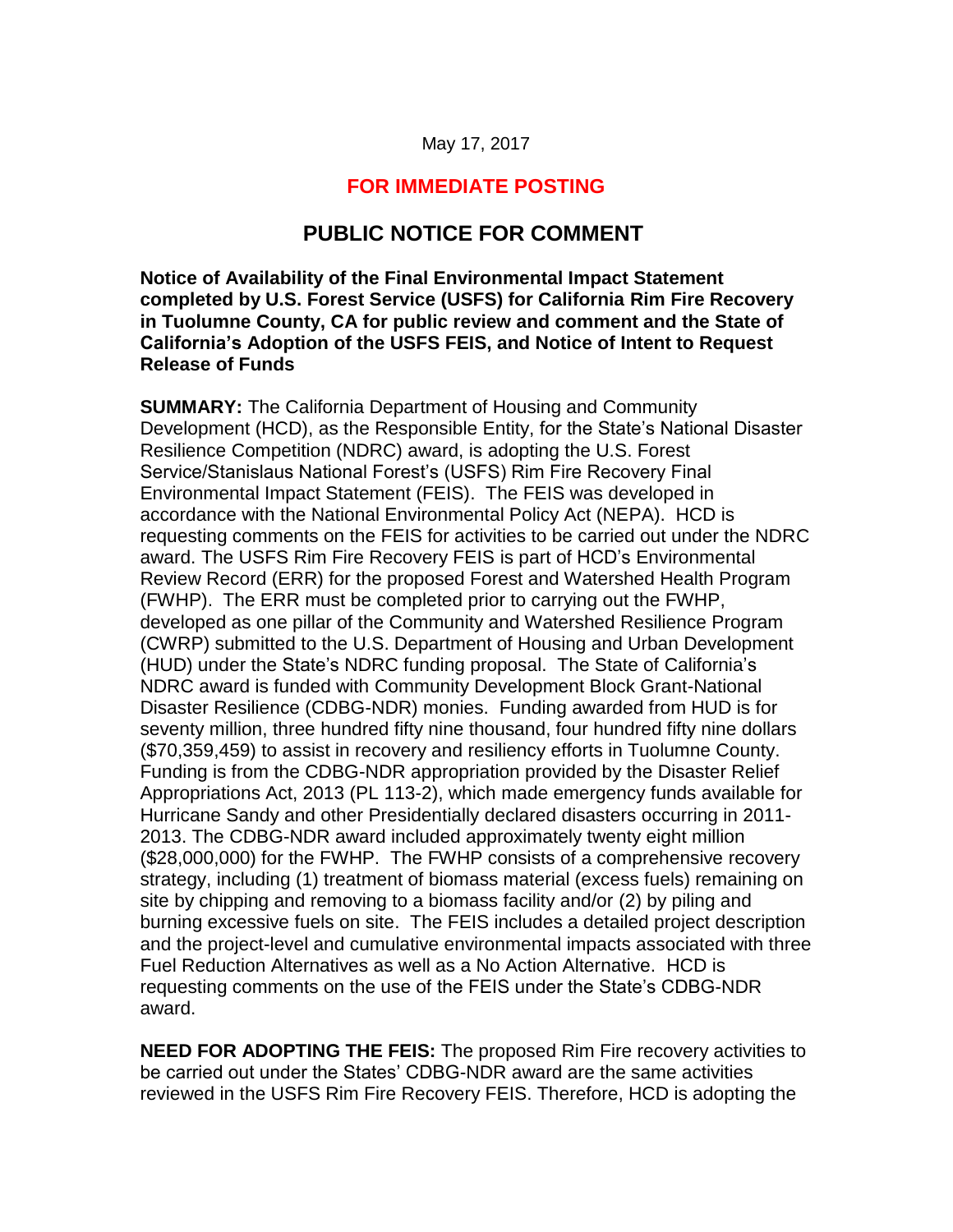May 17, 2017

**FOR IMMEDIATE POSTING**

## PUBLIC NOTICE FOR COMMENT

**Notice of Availability of the Final Environmental Impact Statement completed by U.S. Forest Service (USFS) for California Rim Fire Recovery in Tuolumne County, CA for public review and comment and the State of California's Adoption of the USFS FEIS, and Notice of Intent to Request Release of Funds**

**SUMMARY:** The California Department of Housing and Community Development (HCD), as the Responsible Entity, for the State's National Disaster Resilience Competition (NDRC) award, is adopting the U.S. Forest Service/Stanislaus National Forest's (USFS) Rim Fire Recovery Final Environmental Impact Statement (FEIS). The FEIS was developed in accordance with the National Environmental Policy Act (NEPA). HCD is requesting comments on the FEIS for activities to be carried out under the NDRC award. The USFS Rim Fire Recovery FEIS is part of HCD's Environmental Review Record (ERR) for the proposed Forest and Watershed Health Program (FWHP). The ERR must be completed prior to carrying out the FWHP, developed as one pillar of the Community and Watershed Resilience Program (CWRP) submitted to the U.S. Department of Housing and Urban Development (HUD) under the State's NDRC funding proposal. The State of California's NDRC award is funded with Community Development Block Grant-National Disaster Resilience (CDBG-NDR) monies. Funding awarded from HUD is for seventy million, three hundred fifty nine thousand, four hundred fifty nine dollars ($70,359,459) to assist in recovery and resiliency efforts in Tuolumne County. Funding is from the CDBG-NDR appropriation provided by the Disaster Relief Appropriations Act, 2013 (PL 113-2), which made emergency funds available for Hurricane Sandy and other Presidentially declared disasters occurring in 2011-2013. The CDBG-NDR award included approximately twenty eight million ($28,000,000) for the FWHP. The FWHP consists of a comprehensive recovery strategy, including (1) treatment of biomass material (excess fuels) remaining on site by chipping and removing to a biomass facility and/or (2) by piling and burning excessive fuels on site. The FEIS includes a detailed project description and the project-level and cumulative environmental impacts associated with three Fuel Reduction Alternatives as well as a No Action Alternative. HCD is requesting comments on the use of the FEIS under the State's CDBG-NDR award.

**NEED FOR ADOPTING THE FEIS:** The proposed Rim Fire recovery activities to be carried out under the States' CDBG-NDR award are the same activities reviewed in the USFS Rim Fire Recovery FEIS. Therefore, HCD is adopting the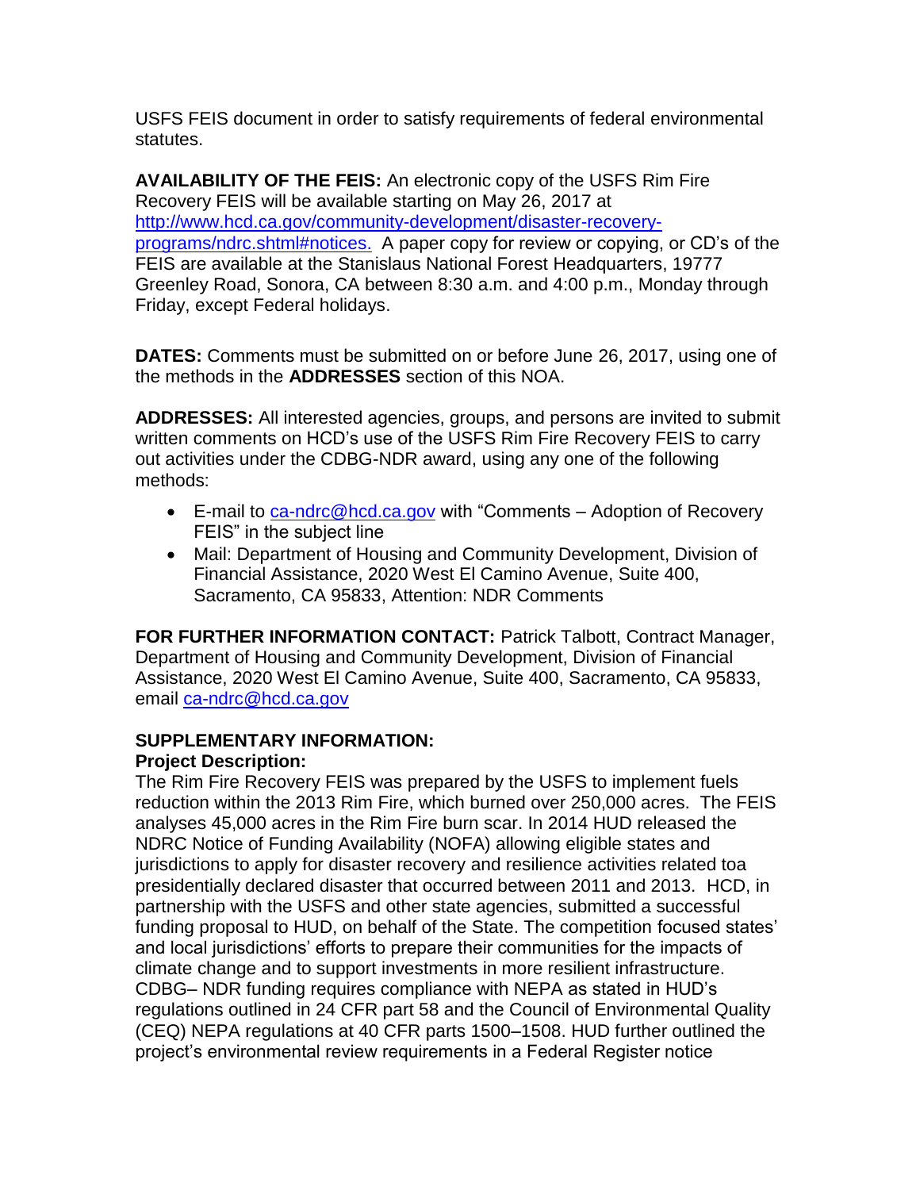USFS FEIS document in order to satisfy requirements of federal environmental statutes.

**AVAILABILITY OF THE FEIS:** An electronic copy of the USFS Rim Fire Recovery FEIS will be available starting on May 26, 2017 at [http://www.hcd.ca.gov/community-development/disaster-recovery-programs/ndrc.shtml#notices.](http://www.hcd.ca.gov/community-development/disaster-recovery-programs/ndrc.shtml#notices) A paper copy for review or copying, or CD's of the FEIS are available at the Stanislaus National Forest Headquarters, 19777 Greenley Road, Sonora, CA between 8:30 a.m. and 4:00 p.m., Monday through Friday, except Federal holidays.

**DATES:** Comments must be submitted on or before June 26, 2017, using one of the methods in the **ADDRESSES** section of this NOA.

**ADDRESSES:** All interested agencies, groups, and persons are invited to submit written comments on HCD's use of the USFS Rim Fire Recovery FEIS to carry out activities under the CDBG-NDR award, using any one of the following methods:

- E-mail to [ca-ndrc@hcd.ca.gov](mailto:ca-ndrc@hcd.ca.gov) with "Comments – Adoption of Recovery FEIS" in the subject line
- Mail: Department of Housing and Community Development, Division of Financial Assistance, 2020 West El Camino Avenue, Suite 400, Sacramento, CA 95833, Attention: NDR Comments

**FOR FURTHER INFORMATION CONTACT:** Patrick Talbott, Contract Manager, Department of Housing and Community Development, Division of Financial Assistance, 2020 West El Camino Avenue, Suite 400, Sacramento, CA 95833, email [ca-ndrc@hcd.ca.gov](mailto:ca-ndrc@hcd.ca.gov)

**SUPPLEMENTARY INFORMATION:**

**Project Description:**

The Rim Fire Recovery FEIS was prepared by the USFS to implement fuels reduction within the 2013 Rim Fire, which burned over 250,000 acres. The FEIS analyses 45,000 acres in the Rim Fire burn scar. In 2014 HUD released the NDRC Notice of Funding Availability (NOFA) allowing eligible states and jurisdictions to apply for disaster recovery and resilience activities related toa presidentially declared disaster that occurred between 2011 and 2013. HCD, in partnership with the USFS and other state agencies, submitted a successful funding proposal to HUD, on behalf of the State. The competition focused states' and local jurisdictions' efforts to prepare their communities for the impacts of climate change and to support investments in more resilient infrastructure. CDBG– NDR funding requires compliance with NEPA as stated in HUD's regulations outlined in 24 CFR part 58 and the Council of Environmental Quality (CEQ) NEPA regulations at 40 CFR parts 1500–1508. HUD further outlined the project's environmental review requirements in a Federal Register notice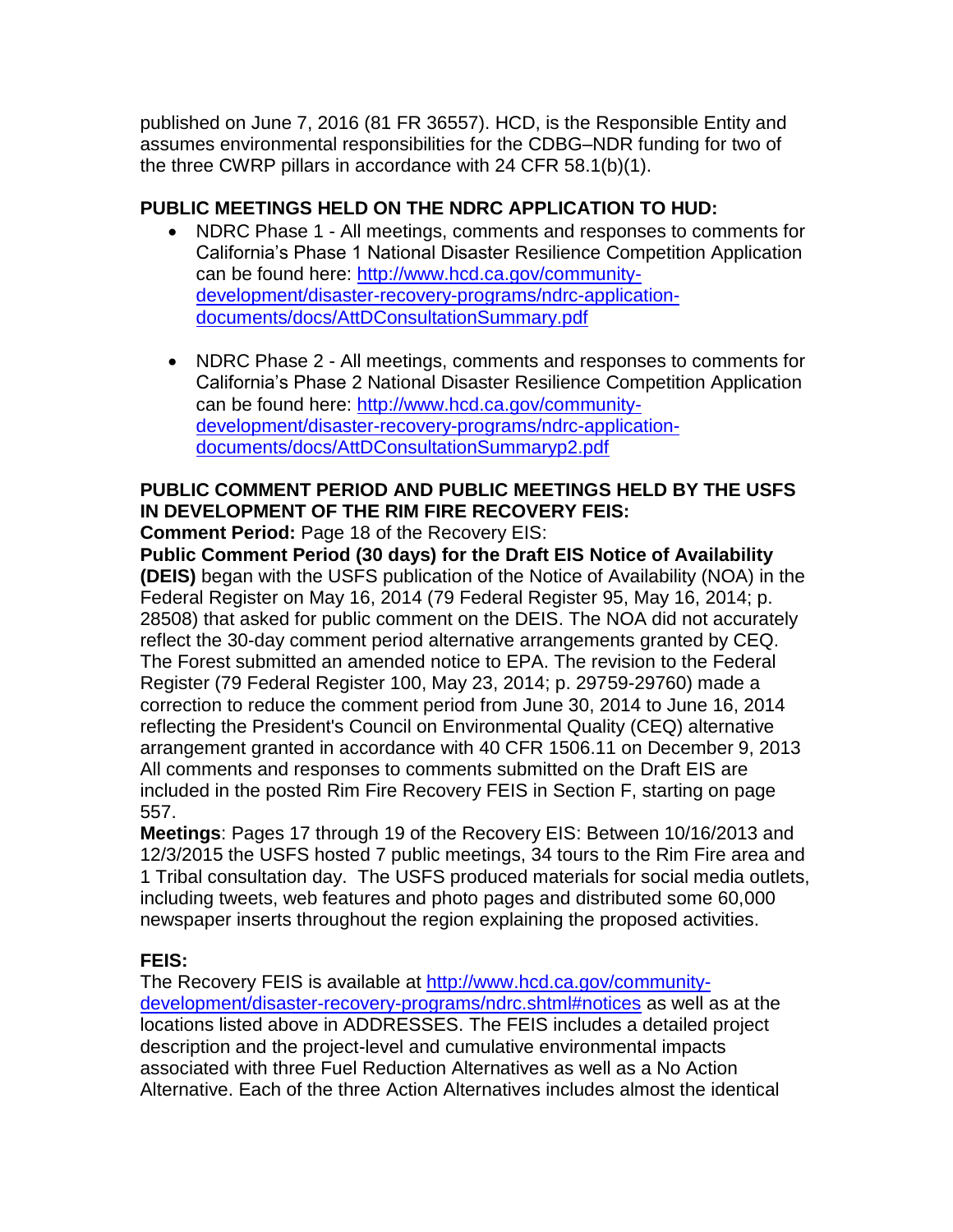published on June 7, 2016 (81 FR 36557). HCD, is the Responsible Entity and assumes environmental responsibilities for the CDBG–NDR funding for two of the three CWRP pillars in accordance with 24 CFR 58.1(b)(1).

**PUBLIC MEETINGS HELD ON THE NDRC APPLICATION TO HUD:**

- NDRC Phase 1 - All meetings, comments and responses to comments for California's Phase 1 National Disaster Resilience Competition Application can be found here: [http://www.hcd.ca.gov/community-development/disaster-recovery-programs/ndrc-application-documents/docs/AttDConsultationSummary.pdf](http://www.hcd.ca.gov/community-development/disaster-recovery-programs/ndrc-application-documents/docs/AttDConsultationSummary.pdf)

- NDRC Phase 2 - All meetings, comments and responses to comments for California's Phase 2 National Disaster Resilience Competition Application can be found here: [http://www.hcd.ca.gov/community-development/disaster-recovery-programs/ndrc-application-documents/docs/AttDConsultationSummaryp2.pdf](http://www.hcd.ca.gov/community-development/disaster-recovery-programs/ndrc-application-documents/docs/AttDConsultationSummaryp2.pdf)

**PUBLIC COMMENT PERIOD AND PUBLIC MEETINGS HELD BY THE USFS IN DEVELOPMENT OF THE RIM FIRE RECOVERY FEIS:**

**Comment Period:** Page 18 of the Recovery EIS:

**Public Comment Period (30 days) for the Draft EIS Notice of Availability (DEIS)** began with the USFS publication of the Notice of Availability (NOA) in the Federal Register on May 16, 2014 (79 Federal Register 95, May 16, 2014; p. 28508) that asked for public comment on the DEIS. The NOA did not accurately reflect the 30-day comment period alternative arrangements granted by CEQ. The Forest submitted an amended notice to EPA. The revision to the Federal Register (79 Federal Register 100, May 23, 2014; p. 29759-29760) made a correction to reduce the comment period from June 30, 2014 to June 16, 2014 reflecting the President's Council on Environmental Quality (CEQ) alternative arrangement granted in accordance with 40 CFR 1506.11 on December 9, 2013 All comments and responses to comments submitted on the Draft EIS are included in the posted Rim Fire Recovery FEIS in Section F, starting on page 557.

**Meetings**: Pages 17 through 19 of the Recovery EIS: Between 10/16/2013 and 12/3/2015 the USFS hosted 7 public meetings, 34 tours to the Rim Fire area and 1 Tribal consultation day. The USFS produced materials for social media outlets, including tweets, web features and photo pages and distributed some 60,000 newspaper inserts throughout the region explaining the proposed activities.

**FEIS:**

The Recovery FEIS is available at [http://www.hcd.ca.gov/community-development/disaster-recovery-programs/ndrc.shtml#notices](http://www.hcd.ca.gov/community-development/disaster-recovery-programs/ndrc.shtml#notices) as well as at the locations listed above in ADDRESSES. The FEIS includes a detailed project description and the project-level and cumulative environmental impacts associated with three Fuel Reduction Alternatives as well as a No Action Alternative. Each of the three Action Alternatives includes almost the identical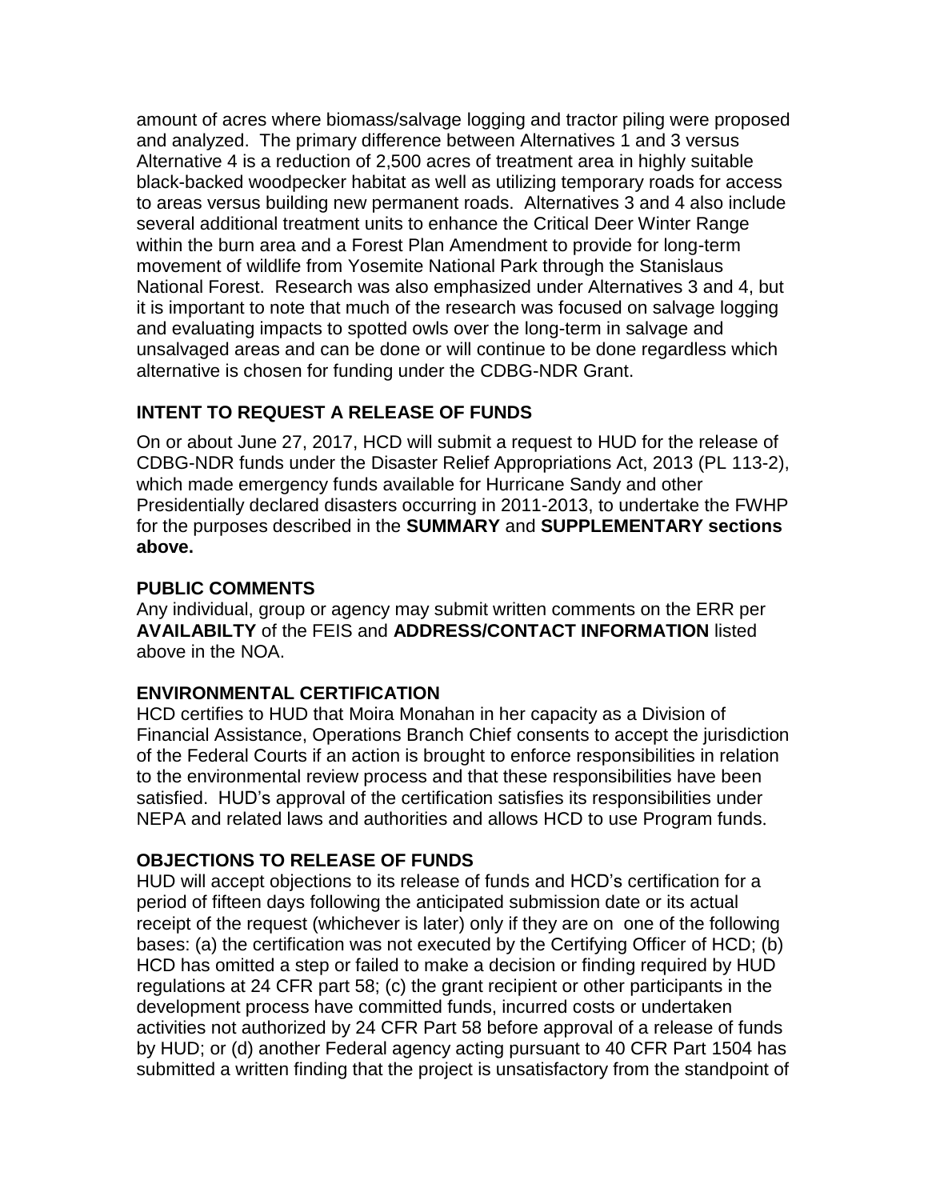amount of acres where biomass/salvage logging and tractor piling were proposed and analyzed. The primary difference between Alternatives 1 and 3 versus Alternative 4 is a reduction of 2,500 acres of treatment area in highly suitable black-backed woodpecker habitat as well as utilizing temporary roads for access to areas versus building new permanent roads. Alternatives 3 and 4 also include several additional treatment units to enhance the Critical Deer Winter Range within the burn area and a Forest Plan Amendment to provide for long-term movement of wildlife from Yosemite National Park through the Stanislaus National Forest. Research was also emphasized under Alternatives 3 and 4, but it is important to note that much of the research was focused on salvage logging and evaluating impacts to spotted owls over the long-term in salvage and unsalvaged areas and can be done or will continue to be done regardless which alternative is chosen for funding under the CDBG-NDR Grant.

## INTENT TO REQUEST A RELEASE OF FUNDS

On or about June 27, 2017, HCD will submit a request to HUD for the release of CDBG-NDR funds under the Disaster Relief Appropriations Act, 2013 (PL 113-2), which made emergency funds available for Hurricane Sandy and other Presidentially declared disasters occurring in 2011-2013, to undertake the FWHP for the purposes described in the **SUMMARY** and **SUPPLEMENTARY sections above.**

## PUBLIC COMMENTS

Any individual, group or agency may submit written comments on the ERR per **AVAILABILTY** of the FEIS and **ADDRESS/CONTACT INFORMATION** listed above in the NOA.

## ENVIRONMENTAL CERTIFICATION

HCD certifies to HUD that Moira Monahan in her capacity as a Division of Financial Assistance, Operations Branch Chief consents to accept the jurisdiction of the Federal Courts if an action is brought to enforce responsibilities in relation to the environmental review process and that these responsibilities have been satisfied. HUD's approval of the certification satisfies its responsibilities under NEPA and related laws and authorities and allows HCD to use Program funds.

## OBJECTIONS TO RELEASE OF FUNDS

HUD will accept objections to its release of funds and HCD's certification for a period of fifteen days following the anticipated submission date or its actual receipt of the request (whichever is later) only if they are on one of the following bases: (a) the certification was not executed by the Certifying Officer of HCD; (b) HCD has omitted a step or failed to make a decision or finding required by HUD regulations at 24 CFR part 58; (c) the grant recipient or other participants in the development process have committed funds, incurred costs or undertaken activities not authorized by 24 CFR Part 58 before approval of a release of funds by HUD; or (d) another Federal agency acting pursuant to 40 CFR Part 1504 has submitted a written finding that the project is unsatisfactory from the standpoint of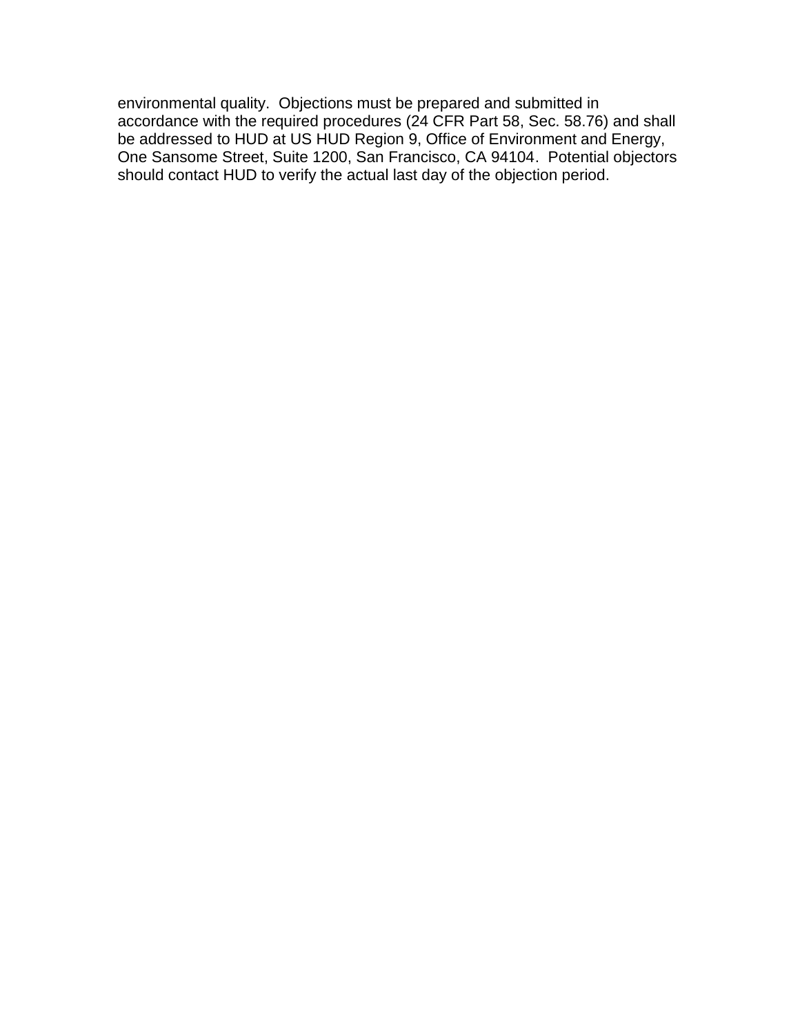environmental quality. Objections must be prepared and submitted in accordance with the required procedures (24 CFR Part 58, Sec. 58.76) and shall be addressed to HUD at US HUD Region 9, Office of Environment and Energy, One Sansome Street, Suite 1200, San Francisco, CA 94104. Potential objectors should contact HUD to verify the actual last day of the objection period.